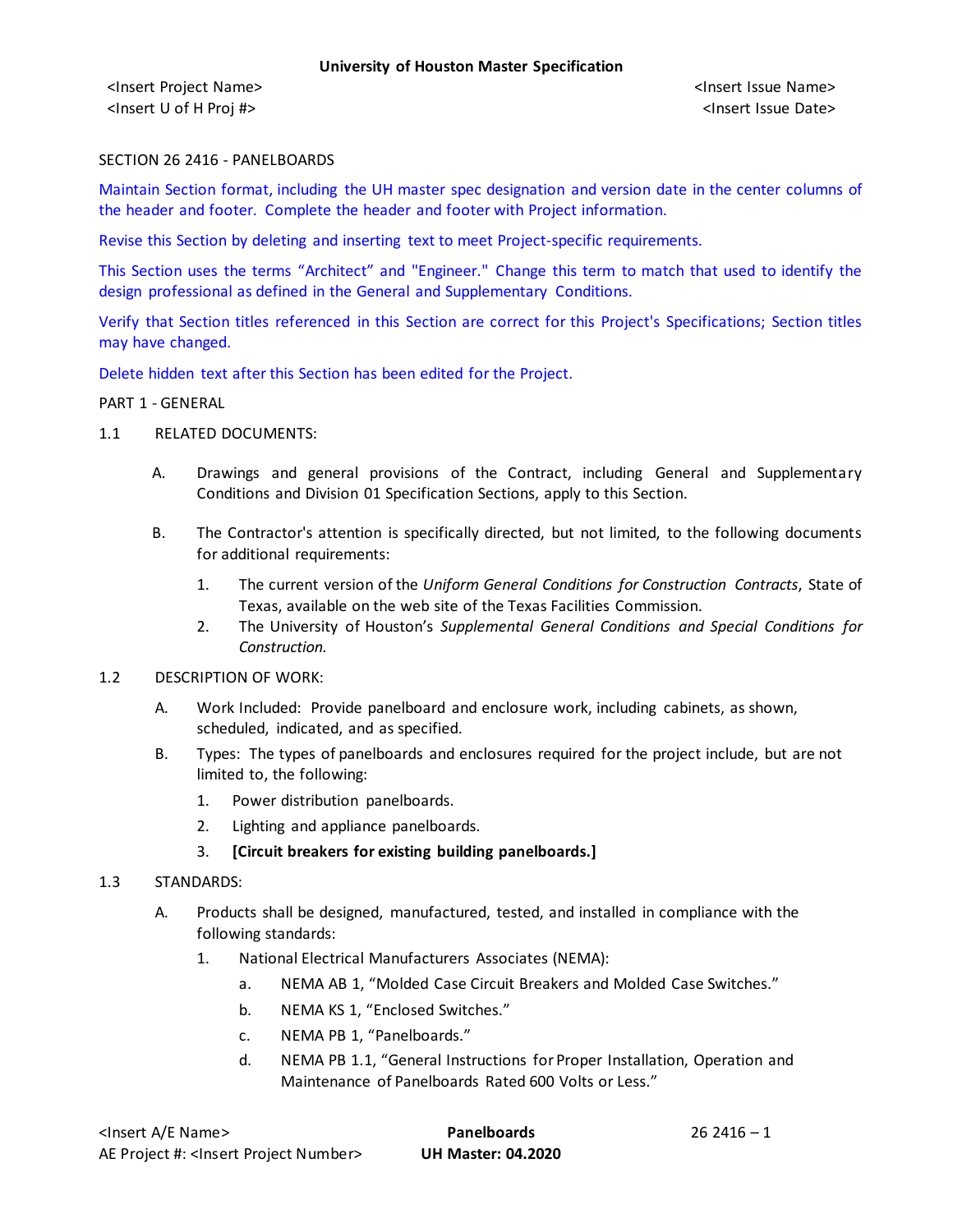## SECTION 26 2416 - PANELBOARDS

Maintain Section format, including the UH master spec designation and version date in the center columns of the header and footer. Complete the header and footer with Project information.

Revise this Section by deleting and inserting text to meet Project-specific requirements.

This Section uses the terms "Architect" and "Engineer." Change this term to match that used to identify the design professional as defined in the General and Supplementary Conditions.

Verify that Section titles referenced in this Section are correct for this Project's Specifications; Section titles may have changed.

Delete hidden text after this Section has been edited for the Project.

## PART 1 - GENERAL

### 1.1 RELATED DOCUMENTS:

A. Drawings and general provisions of the Contract, including General and Supplementary Conditions and Division 01 Specification Sections, apply to this Section.

B. The Contractor's attention is specifically directed, but not limited, to the following documents for additional requirements:

1. The current version of the *Uniform General Conditions for Construction Contracts*, State of Texas, available on the web site of the Texas Facilities Commission.
2. The University of Houston's *Supplemental General Conditions and Special Conditions for Construction.*

### 1.2 DESCRIPTION OF WORK:

A. Work Included: Provide panelboard and enclosure work, including cabinets, as shown, scheduled, indicated, and as specified.

B. Types: The types of panelboards and enclosures required for the project include, but are not limited to, the following:

1. Power distribution panelboards.
2. Lighting and appliance panelboards.
3. **[Circuit breakers for existing building panelboards.]**

### 1.3 STANDARDS:

A. Products shall be designed, manufactured, tested, and installed in compliance with the following standards:

1. National Electrical Manufacturers Associates (NEMA):
   a. NEMA AB 1, "Molded Case Circuit Breakers and Molded Case Switches."
   b. NEMA KS 1, "Enclosed Switches."
   c. NEMA PB 1, "Panelboards."
   d. NEMA PB 1.1, "General Instructions for Proper Installation, Operation and Maintenance of Panelboards Rated 600 Volts or Less."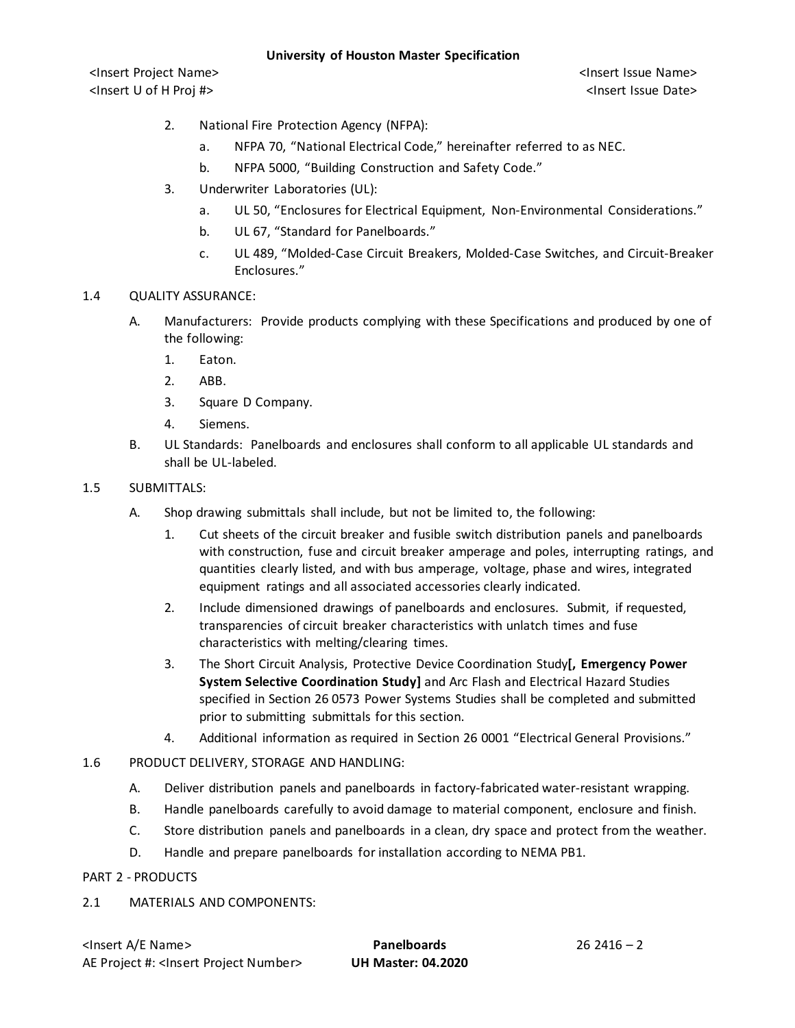2. National Fire Protection Agency (NFPA):
    a. NFPA 70, "National Electrical Code," hereinafter referred to as NEC.
    b. NFPA 5000, "Building Construction and Safety Code."
3. Underwriter Laboratories (UL):
    a. UL 50, "Enclosures for Electrical Equipment, Non-Environmental Considerations."
    b. UL 67, "Standard for Panelboards."
    c. UL 489, "Molded-Case Circuit Breakers, Molded-Case Switches, and Circuit-Breaker Enclosures."

1.4 QUALITY ASSURANCE:

A. Manufacturers: Provide products complying with these Specifications and produced by one of the following:
    1. Eaton.
    2. ABB.
    3. Square D Company.
    4. Siemens.

B. UL Standards: Panelboards and enclosures shall conform to all applicable UL standards and shall be UL-labeled.

1.5 SUBMITTALS:

A. Shop drawing submittals shall include, but not be limited to, the following:
    1. Cut sheets of the circuit breaker and fusible switch distribution panels and panelboards with construction, fuse and circuit breaker amperage and poles, interrupting ratings, and quantities clearly listed, and with bus amperage, voltage, phase and wires, integrated equipment ratings and all associated accessories clearly indicated.
    2. Include dimensioned drawings of panelboards and enclosures. Submit, if requested, transparencies of circuit breaker characteristics with unlatch times and fuse characteristics with melting/clearing times.
    3. The Short Circuit Analysis, Protective Device Coordination Study**[, Emergency Power System Selective Coordination Study]** and Arc Flash and Electrical Hazard Studies specified in Section 26 0573 Power Systems Studies shall be completed and submitted prior to submitting submittals for this section.
    4. Additional information as required in Section 26 0001 "Electrical General Provisions."

1.6 PRODUCT DELIVERY, STORAGE AND HANDLING:

A. Deliver distribution panels and panelboards in factory-fabricated water-resistant wrapping.

B. Handle panelboards carefully to avoid damage to material component, enclosure and finish.

C. Store distribution panels and panelboards in a clean, dry space and protect from the weather.

D. Handle and prepare panelboards for installation according to NEMA PB1.

PART 2 - PRODUCTS

2.1 MATERIALS AND COMPONENTS: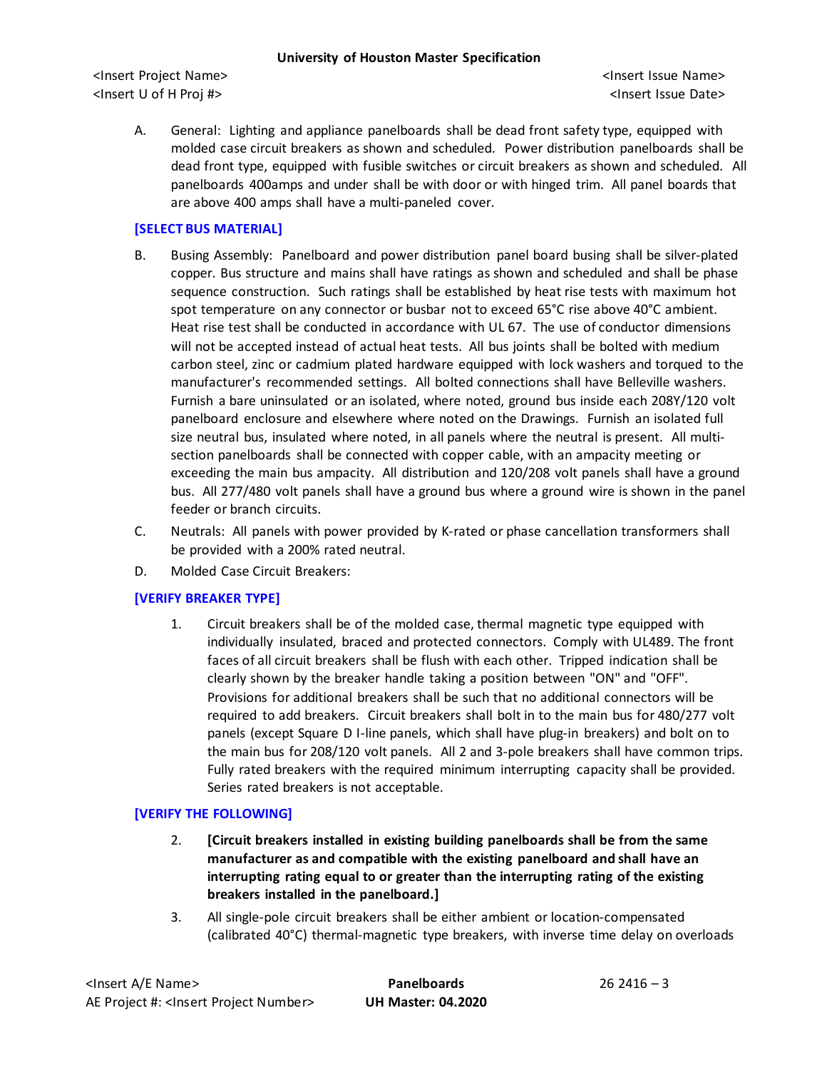A. General: Lighting and appliance panelboards shall be dead front safety type, equipped with molded case circuit breakers as shown and scheduled. Power distribution panelboards shall be dead front type, equipped with fusible switches or circuit breakers as shown and scheduled. All panelboards 400amps and under shall be with door or with hinged trim. All panel boards that are above 400 amps shall have a multi-paneled cover.

**[SELECT BUS MATERIAL]**

B. Busing Assembly: Panelboard and power distribution panel board busing shall be silver-plated copper. Bus structure and mains shall have ratings as shown and scheduled and shall be phase sequence construction. Such ratings shall be established by heat rise tests with maximum hot spot temperature on any connector or busbar not to exceed 65°C rise above 40°C ambient. Heat rise test shall be conducted in accordance with UL 67. The use of conductor dimensions will not be accepted instead of actual heat tests. All bus joints shall be bolted with medium carbon steel, zinc or cadmium plated hardware equipped with lock washers and torqued to the manufacturer's recommended settings. All bolted connections shall have Belleville washers. Furnish a bare uninsulated or an isolated, where noted, ground bus inside each 208Y/120 volt panelboard enclosure and elsewhere where noted on the Drawings. Furnish an isolated full size neutral bus, insulated where noted, in all panels where the neutral is present. All multi-section panelboards shall be connected with copper cable, with an ampacity meeting or exceeding the main bus ampacity. All distribution and 120/208 volt panels shall have a ground bus. All 277/480 volt panels shall have a ground bus where a ground wire is shown in the panel feeder or branch circuits.

C. Neutrals: All panels with power provided by K-rated or phase cancellation transformers shall be provided with a 200% rated neutral.

D. Molded Case Circuit Breakers:

**[VERIFY BREAKER TYPE]**

1. Circuit breakers shall be of the molded case, thermal magnetic type equipped with individually insulated, braced and protected connectors. Comply with UL489. The front faces of all circuit breakers shall be flush with each other. Tripped indication shall be clearly shown by the breaker handle taking a position between "ON" and "OFF". Provisions for additional breakers shall be such that no additional connectors will be required to add breakers. Circuit breakers shall bolt in to the main bus for 480/277 volt panels (except Square D I-line panels, which shall have plug-in breakers) and bolt on to the main bus for 208/120 volt panels. All 2 and 3-pole breakers shall have common trips. Fully rated breakers with the required minimum interrupting capacity shall be provided. Series rated breakers is not acceptable.

**[VERIFY THE FOLLOWING]**

2. **[Circuit breakers installed in existing building panelboards shall be from the same manufacturer as and compatible with the existing panelboard and shall have an interrupting rating equal to or greater than the interrupting rating of the existing breakers installed in the panelboard.]**

3. All single-pole circuit breakers shall be either ambient or location-compensated (calibrated 40°C) thermal-magnetic type breakers, with inverse time delay on overloads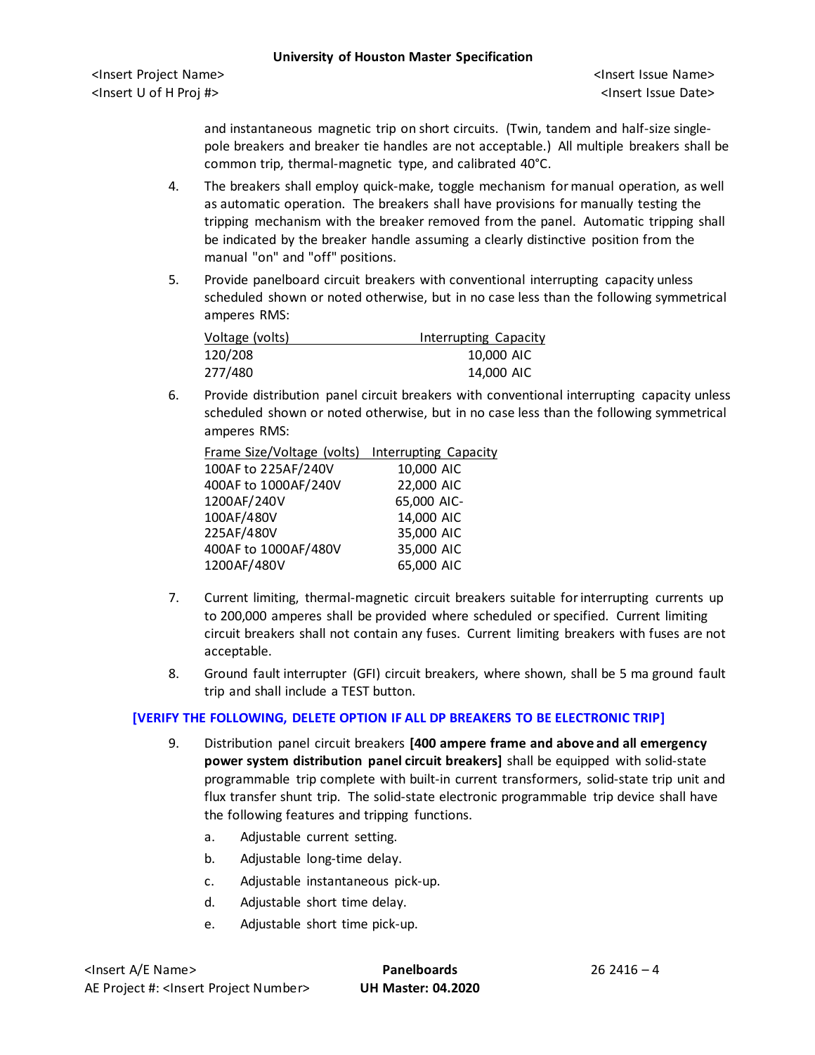and instantaneous magnetic trip on short circuits. (Twin, tandem and half-size single-pole breakers and breaker tie handles are not acceptable.) All multiple breakers shall be common trip, thermal-magnetic type, and calibrated 40°C.

4. The breakers shall employ quick-make, toggle mechanism for manual operation, as well as automatic operation. The breakers shall have provisions for manually testing the tripping mechanism with the breaker removed from the panel. Automatic tripping shall be indicated by the breaker handle assuming a clearly distinctive position from the manual "on" and "off" positions.

5. Provide panelboard circuit breakers with conventional interrupting capacity unless scheduled shown or noted otherwise, but in no case less than the following symmetrical amperes RMS:

| Voltage (volts) | Interrupting Capacity |
|---|---|
| 120/208 | 10,000 AIC |
| 277/480 | 14,000 AIC |

6. Provide distribution panel circuit breakers with conventional interrupting capacity unless scheduled shown or noted otherwise, but in no case less than the following symmetrical amperes RMS:

| Frame Size/Voltage (volts) | Interrupting Capacity |
|---|---|
| 100AF to 225AF/240V | 10,000 AIC |
| 400AF to 1000AF/240V | 22,000 AIC |
| 1200AF/240V | 65,000 AIC- |
| 100AF/480V | 14,000 AIC |
| 225AF/480V | 35,000 AIC |
| 400AF to 1000AF/480V | 35,000 AIC |
| 1200AF/480V | 65,000 AIC |

7. Current limiting, thermal-magnetic circuit breakers suitable for interrupting currents up to 200,000 amperes shall be provided where scheduled or specified. Current limiting circuit breakers shall not contain any fuses. Current limiting breakers with fuses are not acceptable.

8. Ground fault interrupter (GFI) circuit breakers, where shown, shall be 5 ma ground fault trip and shall include a TEST button.

**[VERIFY THE FOLLOWING, DELETE OPTION IF ALL DP BREAKERS TO BE ELECTRONIC TRIP]**

9. Distribution panel circuit breakers **[400 ampere frame and above and all emergency power system distribution panel circuit breakers]** shall be equipped with solid-state programmable trip complete with built-in current transformers, solid-state trip unit and flux transfer shunt trip. The solid-state electronic programmable trip device shall have the following features and tripping functions.

   a. Adjustable current setting.

   b. Adjustable long-time delay.

   c. Adjustable instantaneous pick-up.

   d. Adjustable short time delay.

   e. Adjustable short time pick-up.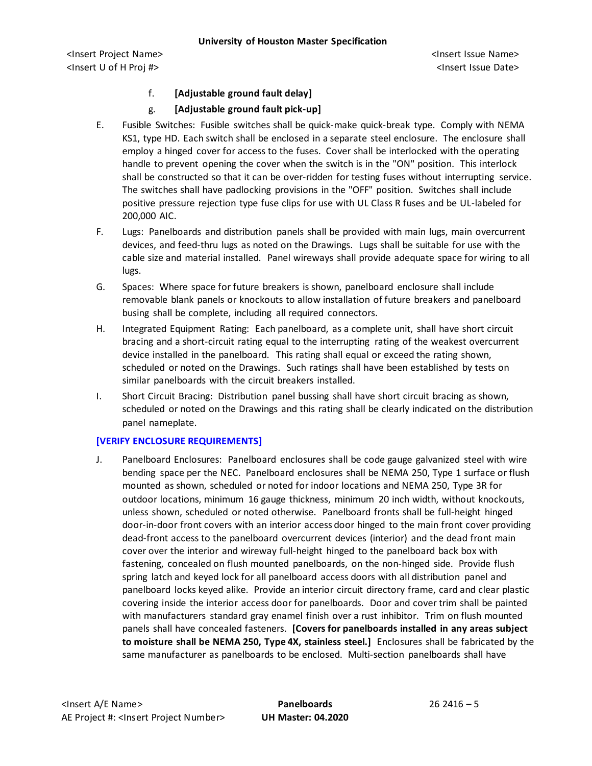f. **[Adjustable ground fault delay]**

g. **[Adjustable ground fault pick-up]**

E. Fusible Switches: Fusible switches shall be quick-make quick-break type. Comply with NEMA KS1, type HD. Each switch shall be enclosed in a separate steel enclosure. The enclosure shall employ a hinged cover for access to the fuses. Cover shall be interlocked with the operating handle to prevent opening the cover when the switch is in the "ON" position. This interlock shall be constructed so that it can be over-ridden for testing fuses without interrupting service. The switches shall have padlocking provisions in the "OFF" position. Switches shall include positive pressure rejection type fuse clips for use with UL Class R fuses and be UL-labeled for 200,000 AIC.

F. Lugs: Panelboards and distribution panels shall be provided with main lugs, main overcurrent devices, and feed-thru lugs as noted on the Drawings. Lugs shall be suitable for use with the cable size and material installed. Panel wireways shall provide adequate space for wiring to all lugs.

G. Spaces: Where space for future breakers is shown, panelboard enclosure shall include removable blank panels or knockouts to allow installation of future breakers and panelboard busing shall be complete, including all required connectors.

H. Integrated Equipment Rating: Each panelboard, as a complete unit, shall have short circuit bracing and a short-circuit rating equal to the interrupting rating of the weakest overcurrent device installed in the panelboard. This rating shall equal or exceed the rating shown, scheduled or noted on the Drawings. Such ratings shall have been established by tests on similar panelboards with the circuit breakers installed.

I. Short Circuit Bracing: Distribution panel bussing shall have short circuit bracing as shown, scheduled or noted on the Drawings and this rating shall be clearly indicated on the distribution panel nameplate.

**[VERIFY ENCLOSURE REQUIREMENTS]**

J. Panelboard Enclosures: Panelboard enclosures shall be code gauge galvanized steel with wire bending space per the NEC. Panelboard enclosures shall be NEMA 250, Type 1 surface or flush mounted as shown, scheduled or noted for indoor locations and NEMA 250, Type 3R for outdoor locations, minimum 16 gauge thickness, minimum 20 inch width, without knockouts, unless shown, scheduled or noted otherwise. Panelboard fronts shall be full-height hinged door-in-door front covers with an interior access door hinged to the main front cover providing dead-front access to the panelboard overcurrent devices (interior) and the dead front main cover over the interior and wireway full-height hinged to the panelboard back box with fastening, concealed on flush mounted panelboards, on the non-hinged side. Provide flush spring latch and keyed lock for all panelboard access doors with all distribution panel and panelboard locks keyed alike. Provide an interior circuit directory frame, card and clear plastic covering inside the interior access door for panelboards. Door and cover trim shall be painted with manufacturers standard gray enamel finish over a rust inhibitor. Trim on flush mounted panels shall have concealed fasteners. **[Covers for panelboards installed in any areas subject to moisture shall be NEMA 250, Type 4X, stainless steel.]** Enclosures shall be fabricated by the same manufacturer as panelboards to be enclosed. Multi-section panelboards shall have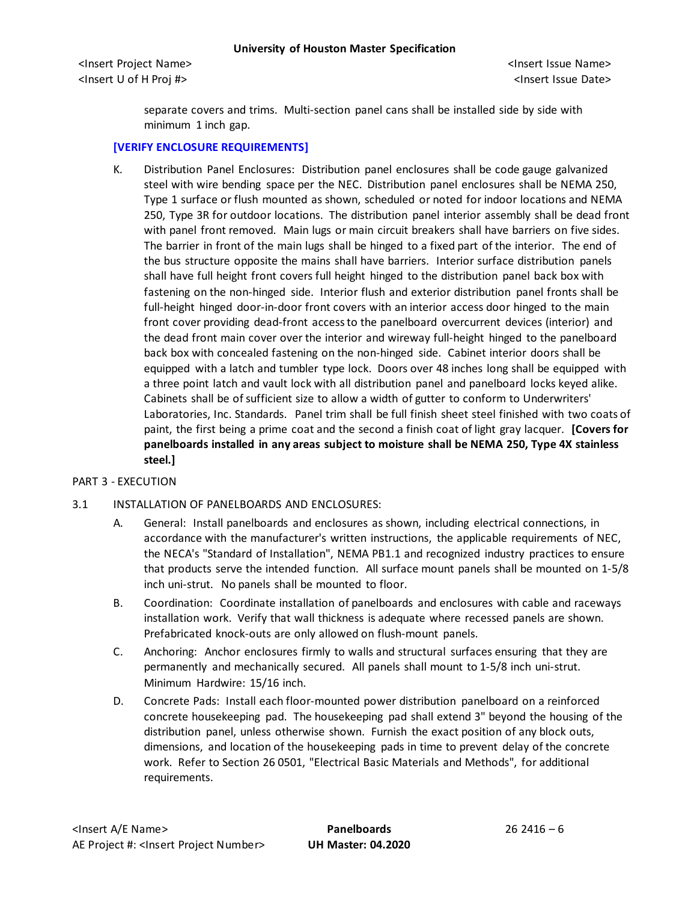separate covers and trims. Multi-section panel cans shall be installed side by side with minimum 1 inch gap.

**[VERIFY ENCLOSURE REQUIREMENTS]**

K. Distribution Panel Enclosures: Distribution panel enclosures shall be code gauge galvanized steel with wire bending space per the NEC. Distribution panel enclosures shall be NEMA 250, Type 1 surface or flush mounted as shown, scheduled or noted for indoor locations and NEMA 250, Type 3R for outdoor locations. The distribution panel interior assembly shall be dead front with panel front removed. Main lugs or main circuit breakers shall have barriers on five sides. The barrier in front of the main lugs shall be hinged to a fixed part of the interior. The end of the bus structure opposite the mains shall have barriers. Interior surface distribution panels shall have full height front covers full height hinged to the distribution panel back box with fastening on the non-hinged side. Interior flush and exterior distribution panel fronts shall be full-height hinged door-in-door front covers with an interior access door hinged to the main front cover providing dead-front access to the panelboard overcurrent devices (interior) and the dead front main cover over the interior and wireway full-height hinged to the panelboard back box with concealed fastening on the non-hinged side. Cabinet interior doors shall be equipped with a latch and tumbler type lock. Doors over 48 inches long shall be equipped with a three point latch and vault lock with all distribution panel and panelboard locks keyed alike. Cabinets shall be of sufficient size to allow a width of gutter to conform to Underwriters' Laboratories, Inc. Standards. Panel trim shall be full finish sheet steel finished with two coats of paint, the first being a prime coat and the second a finish coat of light gray lacquer. **[Covers for panelboards installed in any areas subject to moisture shall be NEMA 250, Type 4X stainless steel.]**

## PART 3 - EXECUTION

### 3.1 INSTALLATION OF PANELBOARDS AND ENCLOSURES:

A. General: Install panelboards and enclosures as shown, including electrical connections, in accordance with the manufacturer's written instructions, the applicable requirements of NEC, the NECA's "Standard of Installation", NEMA PB1.1 and recognized industry practices to ensure that products serve the intended function. All surface mount panels shall be mounted on 1-5/8 inch uni-strut. No panels shall be mounted to floor.

B. Coordination: Coordinate installation of panelboards and enclosures with cable and raceways installation work. Verify that wall thickness is adequate where recessed panels are shown. Prefabricated knock-outs are only allowed on flush-mount panels.

C. Anchoring: Anchor enclosures firmly to walls and structural surfaces ensuring that they are permanently and mechanically secured. All panels shall mount to 1-5/8 inch uni-strut. Minimum Hardwire: 15/16 inch.

D. Concrete Pads: Install each floor-mounted power distribution panelboard on a reinforced concrete housekeeping pad. The housekeeping pad shall extend 3" beyond the housing of the distribution panel, unless otherwise shown. Furnish the exact position of any block outs, dimensions, and location of the housekeeping pads in time to prevent delay of the concrete work. Refer to Section 26 0501, "Electrical Basic Materials and Methods", for additional requirements.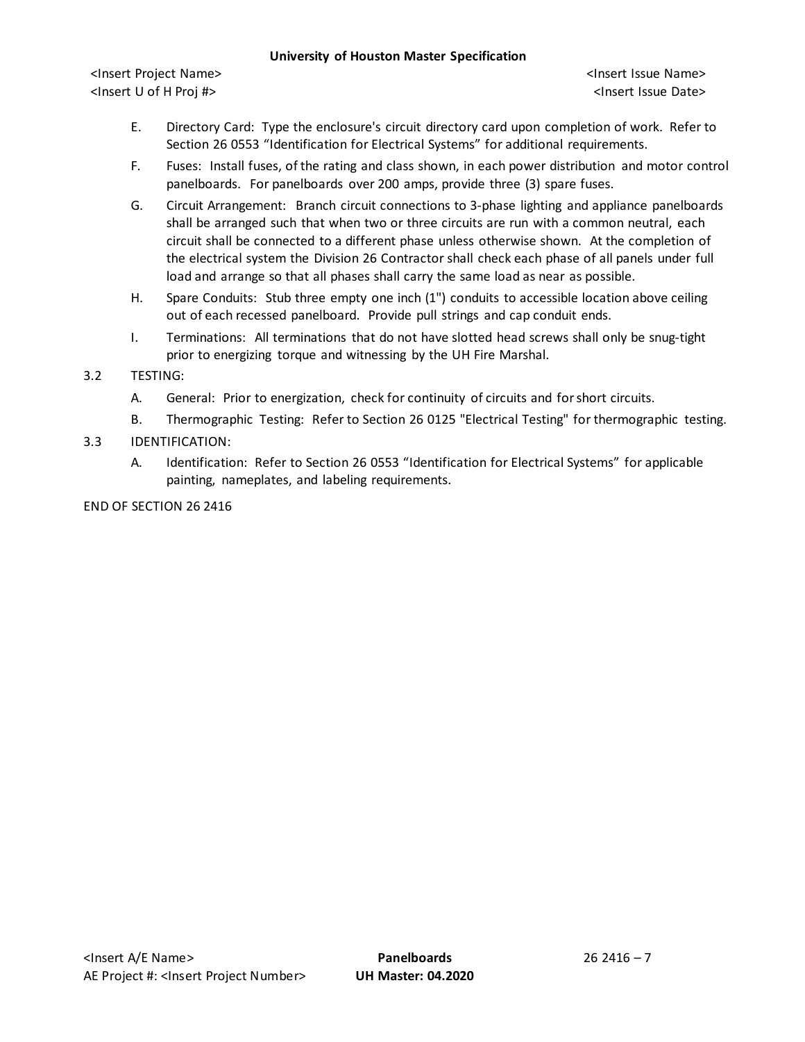E. Directory Card: Type the enclosure's circuit directory card upon completion of work. Refer to Section 26 0553 “Identification for Electrical Systems” for additional requirements.

F. Fuses: Install fuses, of the rating and class shown, in each power distribution and motor control panelboards. For panelboards over 200 amps, provide three (3) spare fuses.

G. Circuit Arrangement: Branch circuit connections to 3-phase lighting and appliance panelboards shall be arranged such that when two or three circuits are run with a common neutral, each circuit shall be connected to a different phase unless otherwise shown. At the completion of the electrical system the Division 26 Contractor shall check each phase of all panels under full load and arrange so that all phases shall carry the same load as near as possible.

H. Spare Conduits: Stub three empty one inch (1") conduits to accessible location above ceiling out of each recessed panelboard. Provide pull strings and cap conduit ends.

I. Terminations: All terminations that do not have slotted head screws shall only be snug-tight prior to energizing torque and witnessing by the UH Fire Marshal.

3.2 TESTING:

A. General: Prior to energization, check for continuity of circuits and for short circuits.

B. Thermographic Testing: Refer to Section 26 0125 "Electrical Testing" for thermographic testing.

3.3 IDENTIFICATION:

A. Identification: Refer to Section 26 0553 “Identification for Electrical Systems” for applicable painting, nameplates, and labeling requirements.

END OF SECTION 26 2416